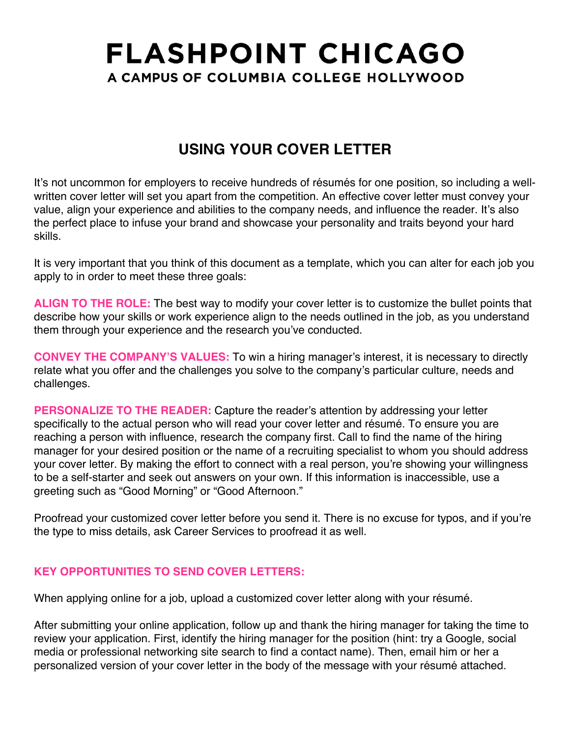# FLASHPOINT CHICAGO

A CAMPUS OF COLUMBIA COLLEGE HOLLYWOOD

## USING YOUR COVER LETTER

It's not uncommon for employers to receive hundreds of résumés for one position, so including a well-written cover letter will set you apart from the competition. An effective cover letter must convey your value, align your experience and abilities to the company needs, and influence the reader. It's also the perfect place to infuse your brand and showcase your personality and traits beyond your hard skills.

It is very important that you think of this document as a template, which you can alter for each job you apply to in order to meet these three goals:

**ALIGN TO THE ROLE:** The best way to modify your cover letter is to customize the bullet points that describe how your skills or work experience align to the needs outlined in the job, as you understand them through your experience and the research you've conducted.

**CONVEY THE COMPANY'S VALUES:** To win a hiring manager's interest, it is necessary to directly relate what you offer and the challenges you solve to the company's particular culture, needs and challenges.

**PERSONALIZE TO THE READER:** Capture the reader's attention by addressing your letter specifically to the actual person who will read your cover letter and résumé. To ensure you are reaching a person with influence, research the company first. Call to find the name of the hiring manager for your desired position or the name of a recruiting specialist to whom you should address your cover letter. By making the effort to connect with a real person, you're showing your willingness to be a self-starter and seek out answers on your own. If this information is inaccessible, use a greeting such as "Good Morning" or "Good Afternoon."

Proofread your customized cover letter before you send it. There is no excuse for typos, and if you're the type to miss details, ask Career Services to proofread it as well.

### KEY OPPORTUNITIES TO SEND COVER LETTERS:

When applying online for a job, upload a customized cover letter along with your résumé.

After submitting your online application, follow up and thank the hiring manager for taking the time to review your application. First, identify the hiring manager for the position (hint: try a Google, social media or professional networking site search to find a contact name). Then, email him or her a personalized version of your cover letter in the body of the message with your résumé attached.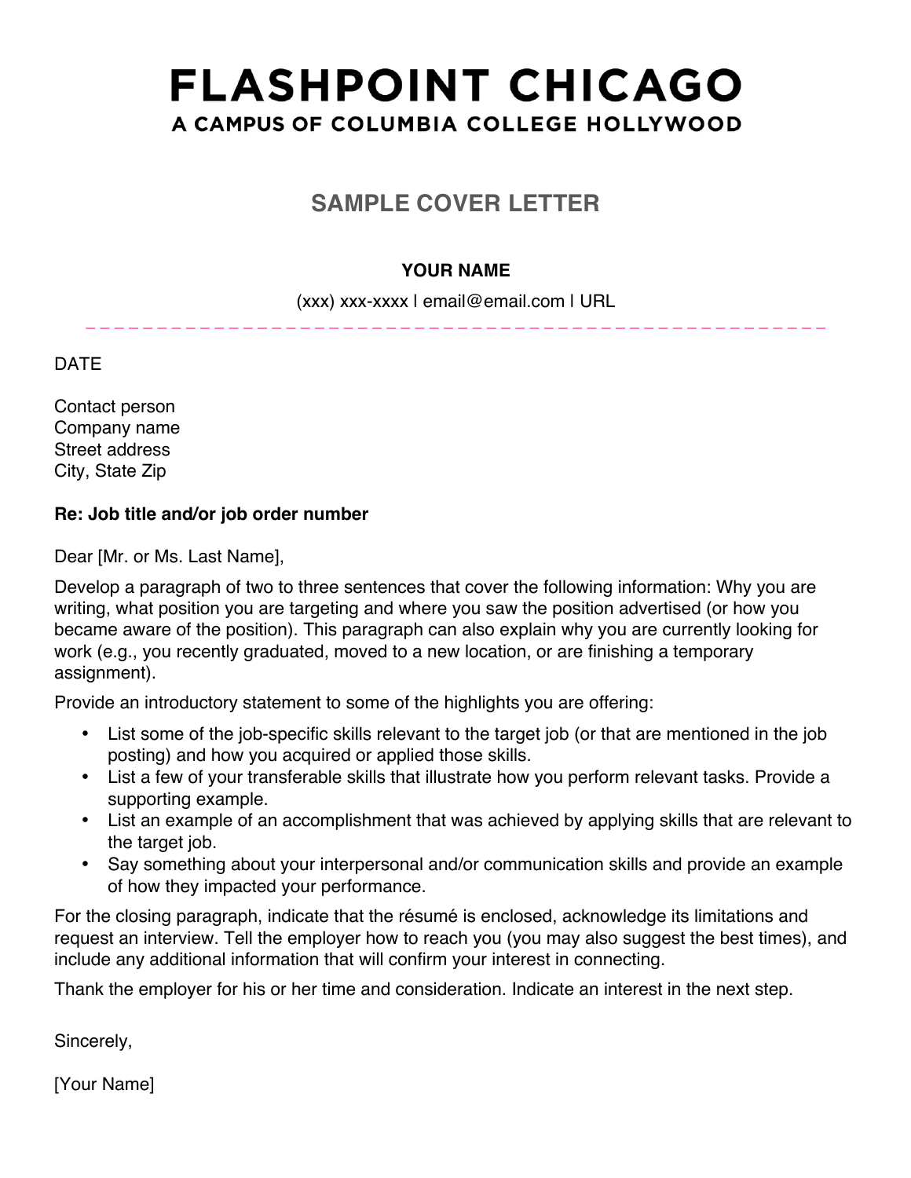# FLASHPOINT CHICAGO

**A CAMPUS OF COLUMBIA COLLEGE HOLLYWOOD**

## SAMPLE COVER LETTER

**YOUR NAME**

(xxx) xxx-xxxx l email@email.com l URL

---

DATE

Contact person
Company name
Street address
City, State Zip

**Re: Job title and/or job order number**

Dear [Mr. or Ms. Last Name],

Develop a paragraph of two to three sentences that cover the following information: Why you are writing, what position you are targeting and where you saw the position advertised (or how you became aware of the position). This paragraph can also explain why you are currently looking for work (e.g., you recently graduated, moved to a new location, or are finishing a temporary assignment).

Provide an introductory statement to some of the highlights you are offering:

- List some of the job-specific skills relevant to the target job (or that are mentioned in the job posting) and how you acquired or applied those skills.
- List a few of your transferable skills that illustrate how you perform relevant tasks. Provide a supporting example.
- List an example of an accomplishment that was achieved by applying skills that are relevant to the target job.
- Say something about your interpersonal and/or communication skills and provide an example of how they impacted your performance.

For the closing paragraph, indicate that the résumé is enclosed, acknowledge its limitations and request an interview. Tell the employer how to reach you (you may also suggest the best times), and include any additional information that will confirm your interest in connecting.

Thank the employer for his or her time and consideration. Indicate an interest in the next step.

Sincerely,

[Your Name]